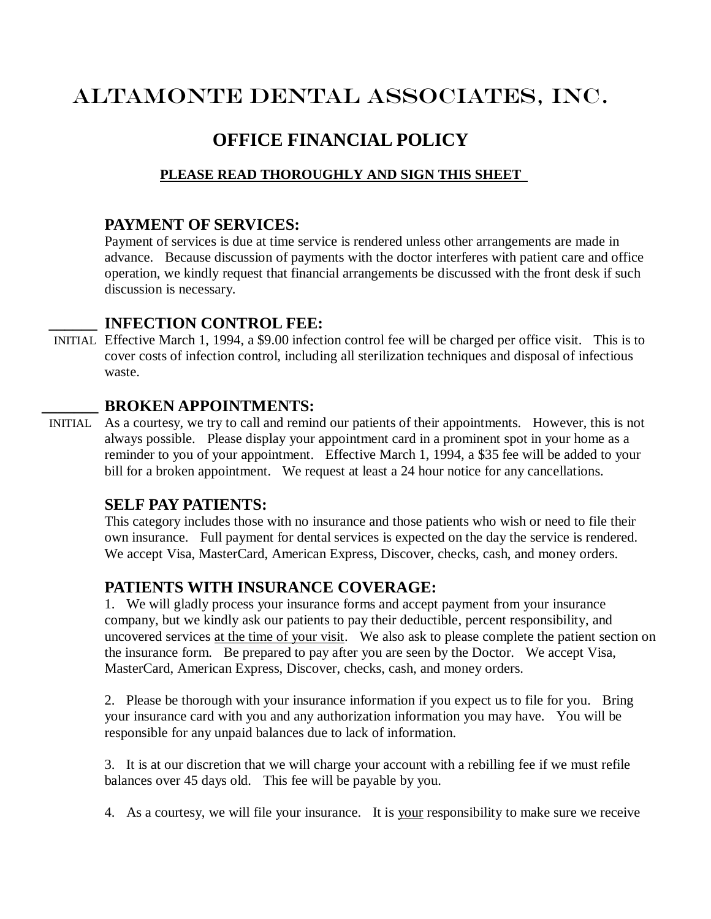# ALTAMONTE DENTAL ASSOCIATES, INC.

## OFFICE FINANCIAL POLICY

**PLEASE READ THOROUGHLY AND SIGN THIS SHEET**

### PAYMENT OF SERVICES:

Payment of services is due at time service is rendered unless other arrangements are made in advance. Because discussion of payments with the doctor interferes with patient care and office operation, we kindly request that financial arrangements be discussed with the front desk if such discussion is necessary.

______ INITIAL

### INFECTION CONTROL FEE:

Effective March 1, 1994, a $9.00 infection control fee will be charged per office visit. This is to cover costs of infection control, including all sterilization techniques and disposal of infectious waste.

_______ INITIAL

### BROKEN APPOINTMENTS:

As a courtesy, we try to call and remind our patients of their appointments. However, this is not always possible. Please display your appointment card in a prominent spot in your home as a reminder to you of your appointment. Effective March 1, 1994, a $35 fee will be added to your bill for a broken appointment. We request at least a 24 hour notice for any cancellations.

### SELF PAY PATIENTS:

This category includes those with no insurance and those patients who wish or need to file their own insurance. Full payment for dental services is expected on the day the service is rendered. We accept Visa, MasterCard, American Express, Discover, checks, cash, and money orders.

### PATIENTS WITH INSURANCE COVERAGE:

1. We will gladly process your insurance forms and accept payment from your insurance company, but we kindly ask our patients to pay their deductible, percent responsibility, and uncovered services <u>at the time of your visit</u>. We also ask to please complete the patient section on the insurance form. Be prepared to pay after you are seen by the Doctor. We accept Visa, MasterCard, American Express, Discover, checks, cash, and money orders.

2. Please be thorough with your insurance information if you expect us to file for you. Bring your insurance card with you and any authorization information you may have. You will be responsible for any unpaid balances due to lack of information.

3. It is at our discretion that we will charge your account with a rebilling fee if we must refile balances over 45 days old. This fee will be payable by you.

4. As a courtesy, we will file your insurance. It is <u>your</u> responsibility to make sure we receive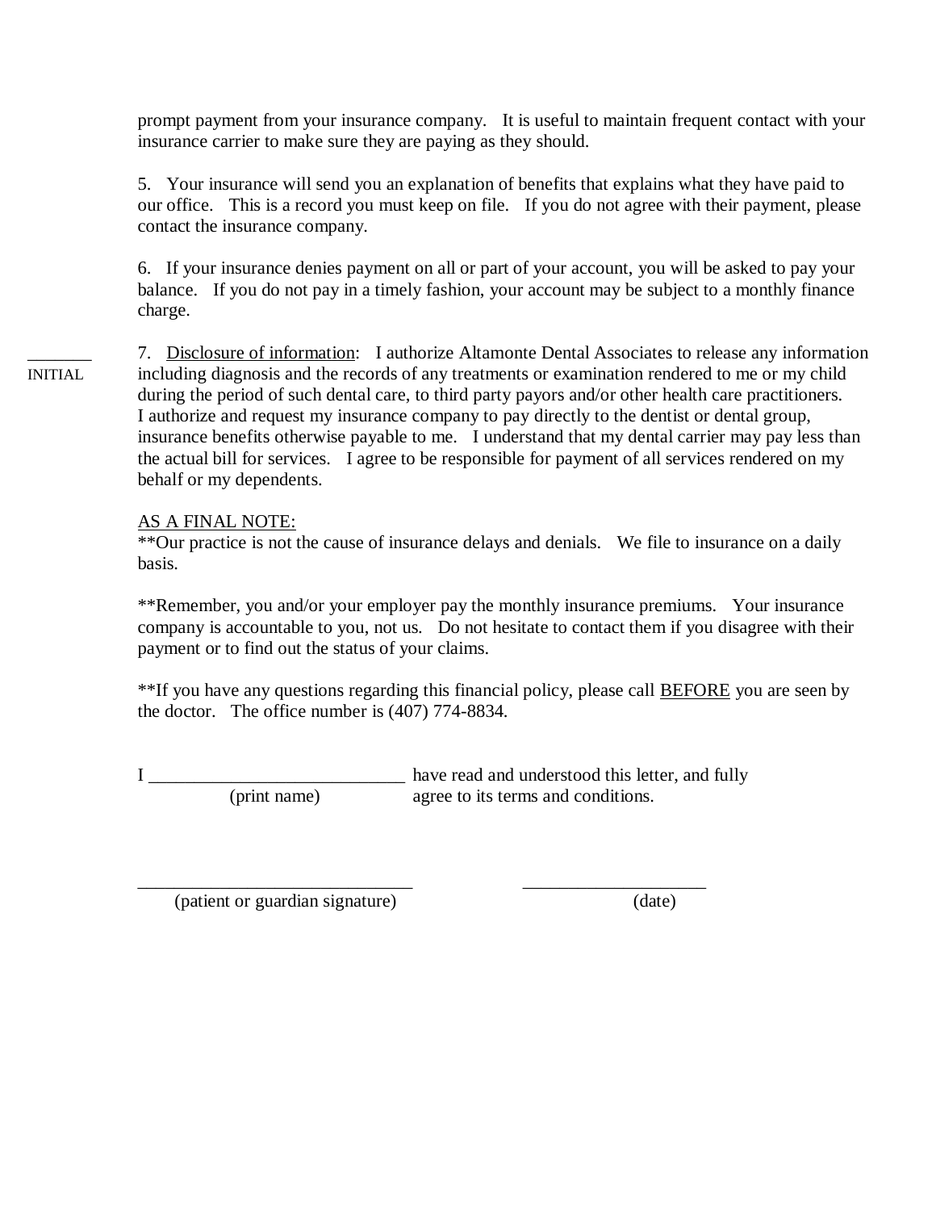prompt payment from your insurance company. It is useful to maintain frequent contact with your insurance carrier to make sure they are paying as they should.

5. Your insurance will send you an explanation of benefits that explains what they have paid to our office. This is a record you must keep on file. If you do not agree with their payment, please contact the insurance company.

6. If your insurance denies payment on all or part of your account, you will be asked to pay your balance. If you do not pay in a timely fashion, your account may be subject to a monthly finance charge.

_______ INITIAL

7. Disclosure of information: I authorize Altamonte Dental Associates to release any information including diagnosis and the records of any treatments or examination rendered to me or my child during the period of such dental care, to third party payors and/or other health care practitioners. I authorize and request my insurance company to pay directly to the dentist or dental group, insurance benefits otherwise payable to me. I understand that my dental carrier may pay less than the actual bill for services. I agree to be responsible for payment of all services rendered on my behalf or my dependents.

AS A FINAL NOTE:

**Our practice is not the cause of insurance delays and denials. We file to insurance on a daily basis.

**Remember, you and/or your employer pay the monthly insurance premiums. Your insurance company is accountable to you, not us. Do not hesitate to contact them if you disagree with their payment or to find out the status of your claims.

**If you have any questions regarding this financial policy, please call BEFORE you are seen by the doctor. The office number is (407) 774-8834.

I ____________________________ have read and understood this letter, and fully agree to its terms and conditions.
(print name)

______________________________ (patient or guardian signature)

____________________ (date)